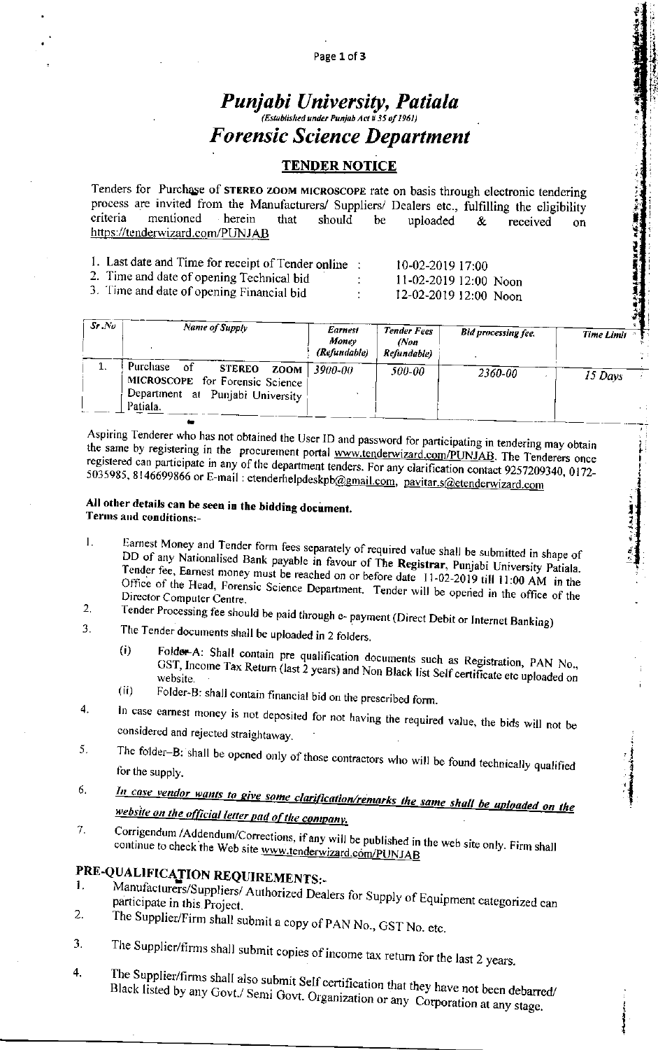# *Punjabi University, Patiala*

*(Established under Punjab Act # 35 of 1961)*

# *Forensic Science Department*

## TENDER NOTICE

Tenders for Purchase of STEREO ZOOM MICROSCOPE rate on basis through electronic tendering process are invited from the Manufacturers/ Suppliers/ Dealers etc., fulfilling the eligibility criteria mentioned herein that should be uploaded & received on https://tenderwizard.com/PUNJAB

| | | |
|---|---|---|
| 1. Last date and Time for receipt of Tender online | : | 10-02-2019 17:00 |
| 2. Time and date of opening Technical bid | : | 11-02-2019 12:00 Noon |
| 3. Time and date of opening Financial bid | : | 12-02-2019 12:00 Noon |

| *Sr.No* | *Name of Supply* | *Earnest Money (Refundable)* | *Tender Fees (Non Refundable)* | *Bid processing fee.* | *Time Limit* |
|---|---|---|---|---|---|
| 1. | Purchase of STEREO ZOOM MICROSCOPE for Forensic Science Department at Punjabi University Patiala. | *3900-00* | *500-00* | *2360-00* | *15 Days* |

Aspiring Tenderer who has not obtained the User ID and password for participating in tendering may obtain the same by registering in the procurement portal www.tenderwizard.com/PUNJAB. The Tenderers once registered can participate in any of the department tenders. For any clarification contact 9257209340, 0172-5035985, 8146699866 or E-mail : etenderhelpdeskpb@gmail.com, pavitar.s@etenderwizard.com

**All other details can be seen in the bidding document.**

**Terms and conditions:-**

1. Earnest Money and Tender form fees separately of required value shall be submitted in shape of DD of any Nationalised Bank payable in favour of The **Registrar**, Punjabi University Patiala. Tender fee, Earnest money must be reached on or before date 11-02-2019 till 11:00 AM in the Office of the Head, Forensic Science Department. Tender will be opened in the office of the Director Computer Centre.
2. Tender Processing fee should be paid through e- payment (Direct Debit or Internet Banking)
3. The Tender documents shall be uploaded in 2 folders.
   - (i) Folder-A: Shall contain pre qualification documents such as Registration, PAN No., GST, Income Tax Return (last 2 years) and Non Black list Self certificate etc uploaded on website.
   - (ii) Folder-B: shall contain financial bid on the prescribed form.
4. In case earnest money is not deposited for not having the required value, the bids will not be considered and rejected straightaway.
5. The folder–B: shall be opened only of those contractors who will be found technically qualified for the supply.
6. ***In case vendor wants to give some clarification/remarks the same shall be uploaded on the website on the official letter pad of the company.***
7. Corrigendum /Addendum/Corrections, if any will be published in the web site only. Firm shall continue to check the Web site www.tenderwizard.com/PUNJAB

## PRE-QUALIFICATION REQUIREMENTS:-

1. Manufacturers/Suppliers/ Authorized Dealers for Supply of Equipment categorized can participate in this Project.
2. The Supplier/Firm shall submit a copy of PAN No., GST No. etc.
3. The Supplier/firms shall submit copies of income tax return for the last 2 years.
4. The Supplier/firms shall also submit Self certification that they have not been debarred/ Black listed by any Govt./ Semi Govt. Organization or any Corporation at any stage.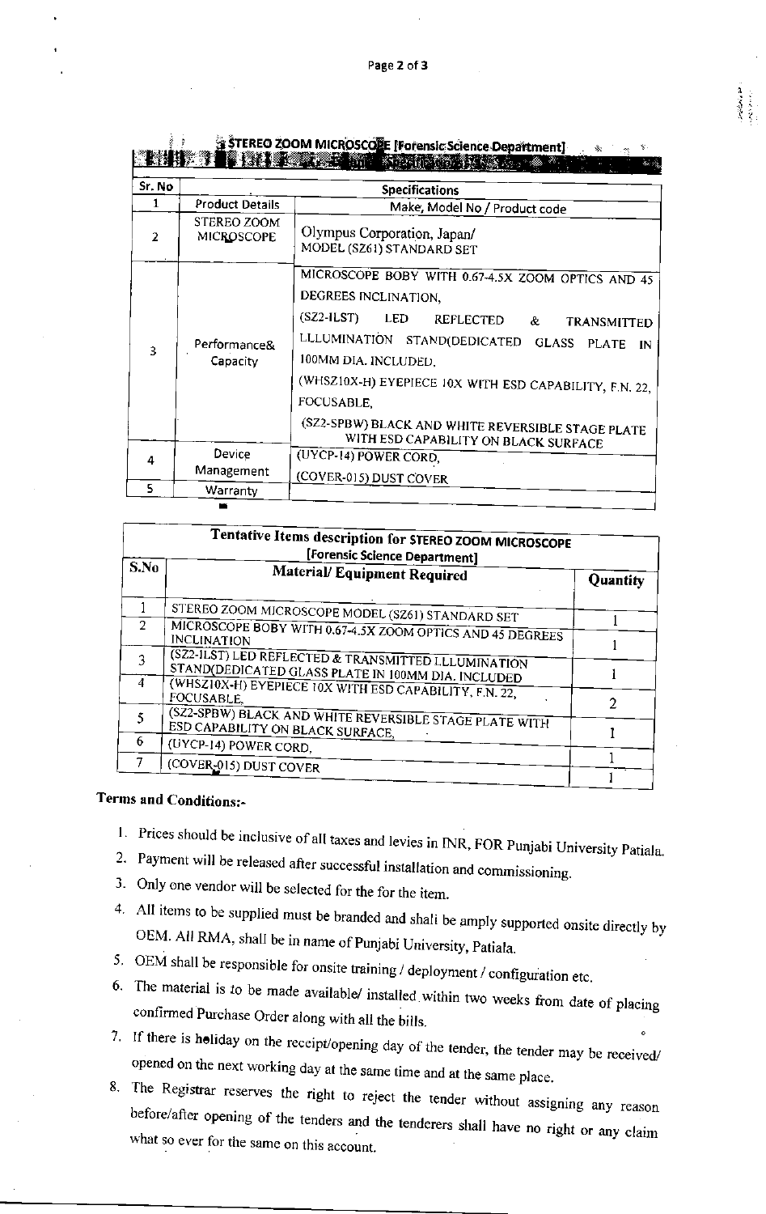## STEREO ZOOM MICROSCOPE [Forensic Science Department]

| Sr. No | | Specifications |
|---|---|---|
| 1 | Product Details | Make, Model No / Product code |
| 2 | STEREO ZOOM MICROSCOPE | Olympus Corporation, Japan/ MODEL (SZ61) STANDARD SET |
| 3 | Performance& Capacity | MICROSCOPE BOBY WITH 0.67-4.5X ZOOM OPTICS AND 45 DEGREES INCLINATION,<br>(SZ2-ILST) LED REFLECTED & TRANSMITTED LLUMINATION STAND(DEDICATED GLASS PLATE IN 100MM DIA. INCLUDED,<br>(WHSZ10X-H) EYEPIECE 10X WITH ESD CAPABILITY, F.N. 22, FOCUSABLE,<br>(SZ2-SPBW) BLACK AND WHITE REVERSIBLE STAGE PLATE WITH ESD CAPABILITY ON BLACK SURFACE |
| 4 | Device Management | (UYCP-14) POWER CORD,<br>(COVER-015) DUST COVER |
| 5 | Warranty | |

### Tentative Items description for STEREO ZOOM MICROSCOPE [Forensic Science Department]

| S.No | Material/ Equipment Required | Quantity |
|---|---|---|
| 1 | STEREO ZOOM MICROSCOPE MODEL (SZ61) STANDARD SET | 1 |
| 2 | MICROSCOPE BOBY WITH 0.67-4.5X ZOOM OPTICS AND 45 DEGREES INCLINATION | 1 |
| 3 | (SZ2-ILST) LED REFLECTED & TRANSMITTED LLUMINATION STAND(DEDICATED GLASS PLATE IN 100MM DIA. INCLUDED | 1 |
| 4 | (WHSZ10X-H) EYEPIECE 10X WITH ESD CAPABILITY, F.N. 22, FOCUSABLE, | 2 |
| 5 | (SZ2-SPBW) BLACK AND WHITE REVERSIBLE STAGE PLATE WITH ESD CAPABILITY ON BLACK SURFACE, | 1 |
| 6 | (UYCP-14) POWER CORD, | 1 |
| 7 | (COVER-015) DUST COVER | 1 |

**Terms and Conditions:-**

1. Prices should be inclusive of all taxes and levies in INR, FOR Punjabi University Patiala.
2. Payment will be released after successful installation and commissioning.
3. Only one vendor will be selected for the for the item.
4. All items to be supplied must be branded and shall be amply supported onsite directly by OEM. All RMA, shall be in name of Punjabi University, Patiala.
5. OEM shall be responsible for onsite training / deployment / configuration etc.
6. The material is to be made available/ installed within two weeks from date of placing confirmed Purchase Order along with all the bills.
7. If there is holiday on the receipt/opening day of the tender, the tender may be received/ opened on the next working day at the same time and at the same place.
8. The Registrar reserves the right to reject the tender without assigning any reason before/after opening of the tenders and the tenderers shall have no right or any claim what so ever for the same on this account.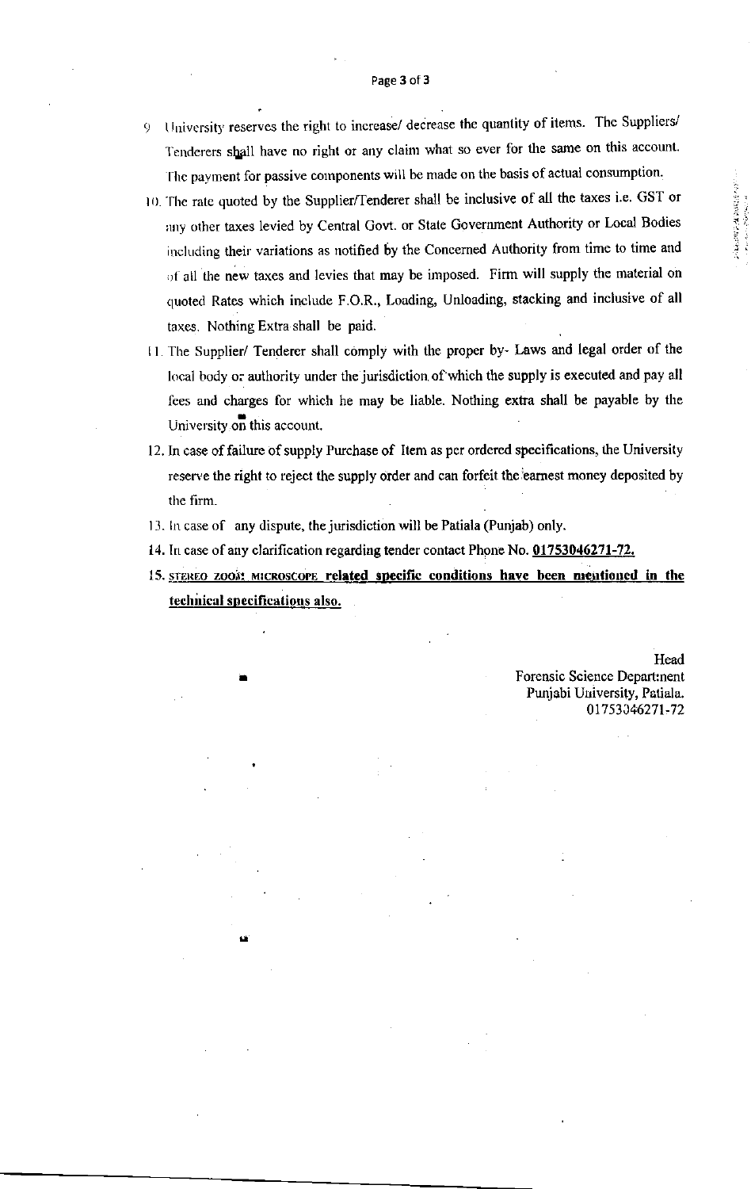9. University reserves the right to increase/ decrease the quantity of items. The Suppliers/ Tenderers shall have no right or any claim what so ever for the same on this account. The payment for passive components will be made on the basis of actual consumption.
10. The rate quoted by the Supplier/Tenderer shall be inclusive of all the taxes i.e. GST or any other taxes levied by Central Govt. or State Government Authority or Local Bodies including their variations as notified by the Concerned Authority from time to time and of all the new taxes and levies that may be imposed. Firm will supply the material on quoted Rates which include F.O.R., Loading, Unloading, stacking and inclusive of all taxes. Nothing Extra shall be paid.
11. The Supplier/ Tenderer shall comply with the proper by- Laws and legal order of the local body or authority under the jurisdiction of which the supply is executed and pay all fees and charges for which he may be liable. Nothing extra shall be payable by the University on this account.
12. In case of failure of supply Purchase of Item as per ordered specifications, the University reserve the right to reject the supply order and can forfeit the earnest money deposited by the firm.
13. In case of any dispute, the jurisdiction will be Patiala (Punjab) only.
14. In case of any clarification regarding tender contact Phone No. **01753046271-72.**
15. **STEREO ZOOM MICROSCOPE related specific conditions have been mentioned in the technical specifications also.**

Head
Forensic Science Department
Punjabi University, Patiala.
01753046271-72